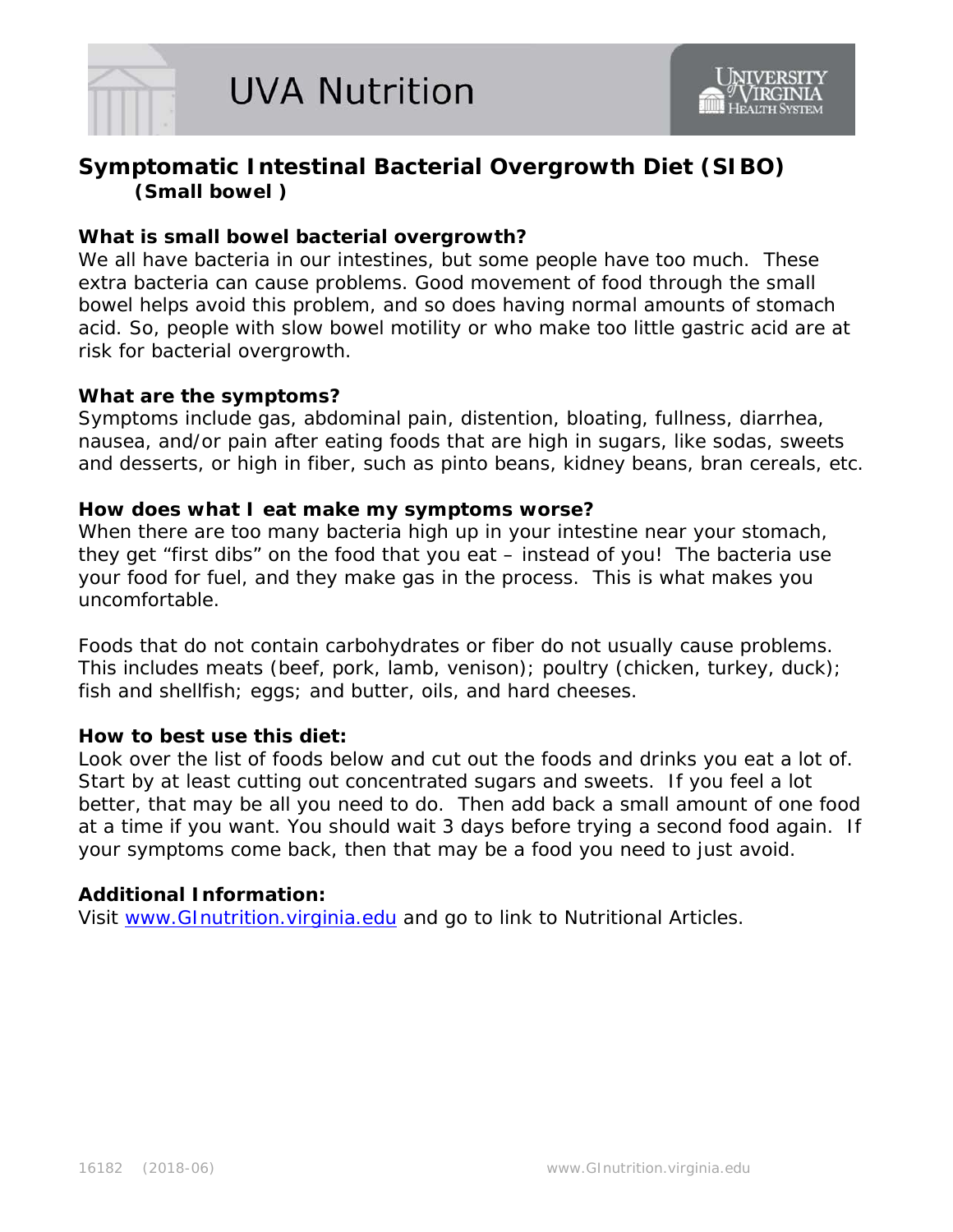UVA Nutrition

# Symptomatic Intestinal Bacterial Overgrowth Diet (SIBO)
**(Small bowel )**

**What is small bowel bacterial overgrowth?**

We all have bacteria in our intestines, but some people have too much. These extra bacteria can cause problems. Good movement of food through the small bowel helps avoid this problem, and so does having normal amounts of stomach acid. So, people with slow bowel motility or who make too little gastric acid are at risk for bacterial overgrowth.

**What are the symptoms?**

Symptoms include gas, abdominal pain, distention, bloating, fullness, diarrhea, nausea, and/or pain after eating foods that are high in sugars, like sodas, sweets and desserts, or high in fiber, such as pinto beans, kidney beans, bran cereals, etc.

**How does what I eat make my symptoms worse?**

When there are too many bacteria high up in your intestine near your stomach, they get "first dibs" on the food that you eat – instead of you! The bacteria use your food for fuel, and they make gas in the process. This is what makes you uncomfortable.

Foods that do not contain carbohydrates or fiber do not usually cause problems. This includes meats (beef, pork, lamb, venison); poultry (chicken, turkey, duck); fish and shellfish; eggs; and butter, oils, and hard cheeses.

**How to best use this diet:**

Look over the list of foods below and cut out the foods and drinks you eat a lot of. Start by at least cutting out concentrated sugars and sweets. If you feel a lot better, that may be all you need to do. Then add back a small amount of one food at a time if you want. You should wait 3 days before trying a second food again. If your symptoms come back, then that may be a food you need to just avoid.

**Additional Information:**

Visit [www.GInutrition.virginia.edu](www.GInutrition.virginia.edu) and go to link to Nutritional Articles.

16182 (2018-06)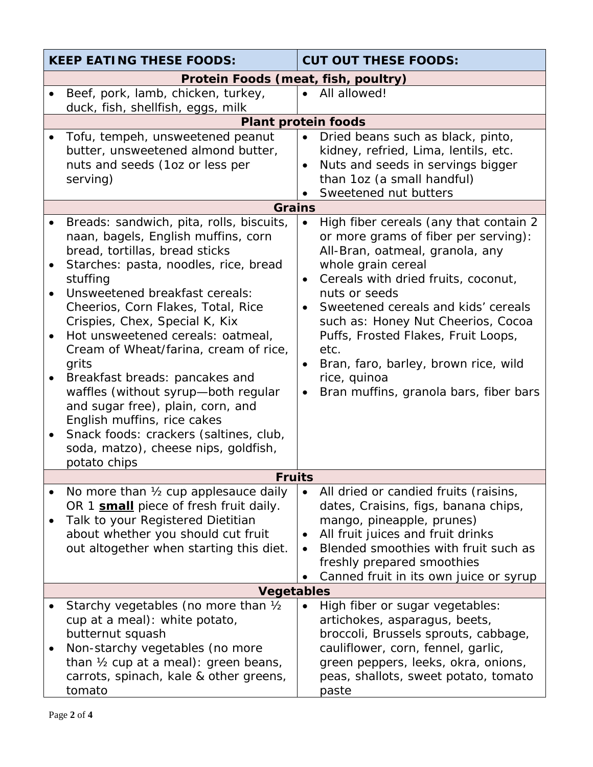| KEEP EATING THESE FOODS: | CUT OUT THESE FOODS: |
|---|---|
| **Protein Foods (meat, fish, poultry)** | |
| • Beef, pork, lamb, chicken, turkey, duck, fish, shellfish, eggs, milk | • All allowed! |
| **Plant protein foods** | |
| • Tofu, tempeh, unsweetened peanut butter, unsweetened almond butter, nuts and seeds (1oz or less per serving) | • Dried beans such as black, pinto, kidney, refried, Lima, lentils, etc.<br>• Nuts and seeds in servings bigger than 1oz (a small handful)<br>• Sweetened nut butters |
| **Grains** | |
| • Breads: sandwich, pita, rolls, biscuits, naan, bagels, English muffins, corn bread, tortillas, bread sticks<br>• Starches: pasta, noodles, rice, bread stuffing<br>• Unsweetened breakfast cereals: Cheerios, Corn Flakes, Total, Rice Crispies, Chex, Special K, Kix<br>• Hot unsweetened cereals: oatmeal, Cream of Wheat/farina, cream of rice, grits<br>• Breakfast breads: pancakes and waffles (without syrup—both regular and sugar free), plain, corn, and English muffins, rice cakes<br>• Snack foods: crackers (saltines, club, soda, matzo), cheese nips, goldfish, potato chips | • High fiber cereals (any that contain 2 or more grams of fiber per serving): All-Bran, oatmeal, granola, any whole grain cereal<br>• Cereals with dried fruits, coconut, nuts or seeds<br>• Sweetened cereals and kids' cereals such as: Honey Nut Cheerios, Cocoa Puffs, Frosted Flakes, Fruit Loops, etc.<br>• Bran, faro, barley, brown rice, wild rice, quinoa<br>• Bran muffins, granola bars, fiber bars |
| **Fruits** | |
| • No more than ½ cup applesauce daily OR 1 <u>**small**</u> piece of fresh fruit daily.<br>• Talk to your Registered Dietitian about whether you should cut fruit out altogether when starting this diet. | • All dried or candied fruits (raisins, dates, Craisins, figs, banana chips, mango, pineapple, prunes)<br>• All fruit juices and fruit drinks<br>• Blended smoothies with fruit such as freshly prepared smoothies<br>• Canned fruit in its own juice or syrup |
| **Vegetables** | |
| • Starchy vegetables (no more than ½ cup at a meal): white potato, butternut squash<br>• Non-starchy vegetables (no more than ½ cup at a meal): green beans, carrots, spinach, kale & other greens, tomato | • High fiber or sugar vegetables: artichokes, asparagus, beets, broccoli, Brussels sprouts, cabbage, cauliflower, corn, fennel, garlic, green peppers, leeks, okra, onions, peas, shallots, sweet potato, tomato paste |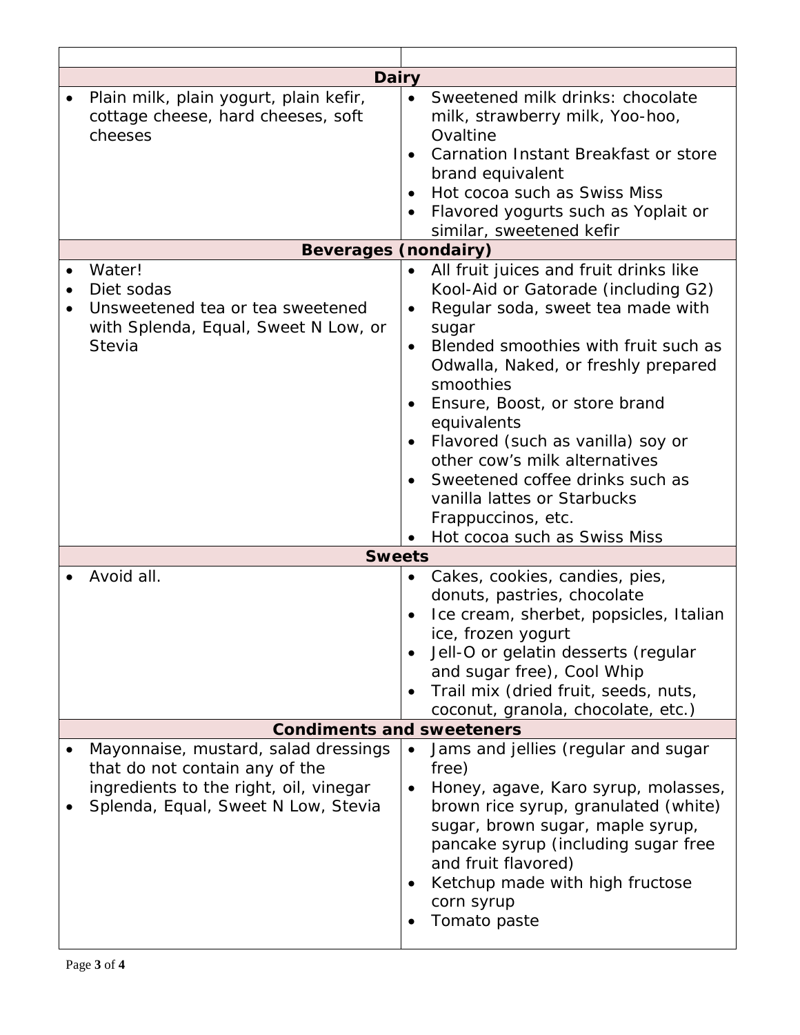| | |
|---|---|
| **Dairy** | |
| • Plain milk, plain yogurt, plain kefir, cottage cheese, hard cheeses, soft cheeses | • Sweetened milk drinks: chocolate milk, strawberry milk, Yoo-hoo, Ovaltine<br>• Carnation Instant Breakfast or store brand equivalent<br>• Hot cocoa such as Swiss Miss<br>• Flavored yogurts such as Yoplait or similar, sweetened kefir |
| **Beverages (nondairy)** | |
| • Water!<br>• Diet sodas<br>• Unsweetened tea or tea sweetened with Splenda, Equal, Sweet N Low, or Stevia | • All fruit juices and fruit drinks like Kool-Aid or Gatorade (including G2)<br>• Regular soda, sweet tea made with sugar<br>• Blended smoothies with fruit such as Odwalla, Naked, or freshly prepared smoothies<br>• Ensure, Boost, or store brand equivalents<br>• Flavored (such as vanilla) soy or other cow's milk alternatives<br>• Sweetened coffee drinks such as vanilla lattes or Starbucks Frappuccinos, etc.<br>• Hot cocoa such as Swiss Miss |
| **Sweets** | |
| • Avoid all. | • Cakes, cookies, candies, pies, donuts, pastries, chocolate<br>• Ice cream, sherbet, popsicles, Italian ice, frozen yogurt<br>• Jell-O or gelatin desserts (regular and sugar free), Cool Whip<br>• Trail mix (dried fruit, seeds, nuts, coconut, granola, chocolate, etc.) |
| **Condiments and sweeteners** | |
| • Mayonnaise, mustard, salad dressings that do not contain any of the ingredients to the right, oil, vinegar<br>• Splenda, Equal, Sweet N Low, Stevia | • Jams and jellies (regular and sugar free)<br>• Honey, agave, Karo syrup, molasses, brown rice syrup, granulated (white) sugar, brown sugar, maple syrup, pancake syrup (including sugar free and fruit flavored)<br>• Ketchup made with high fructose corn syrup<br>• Tomato paste |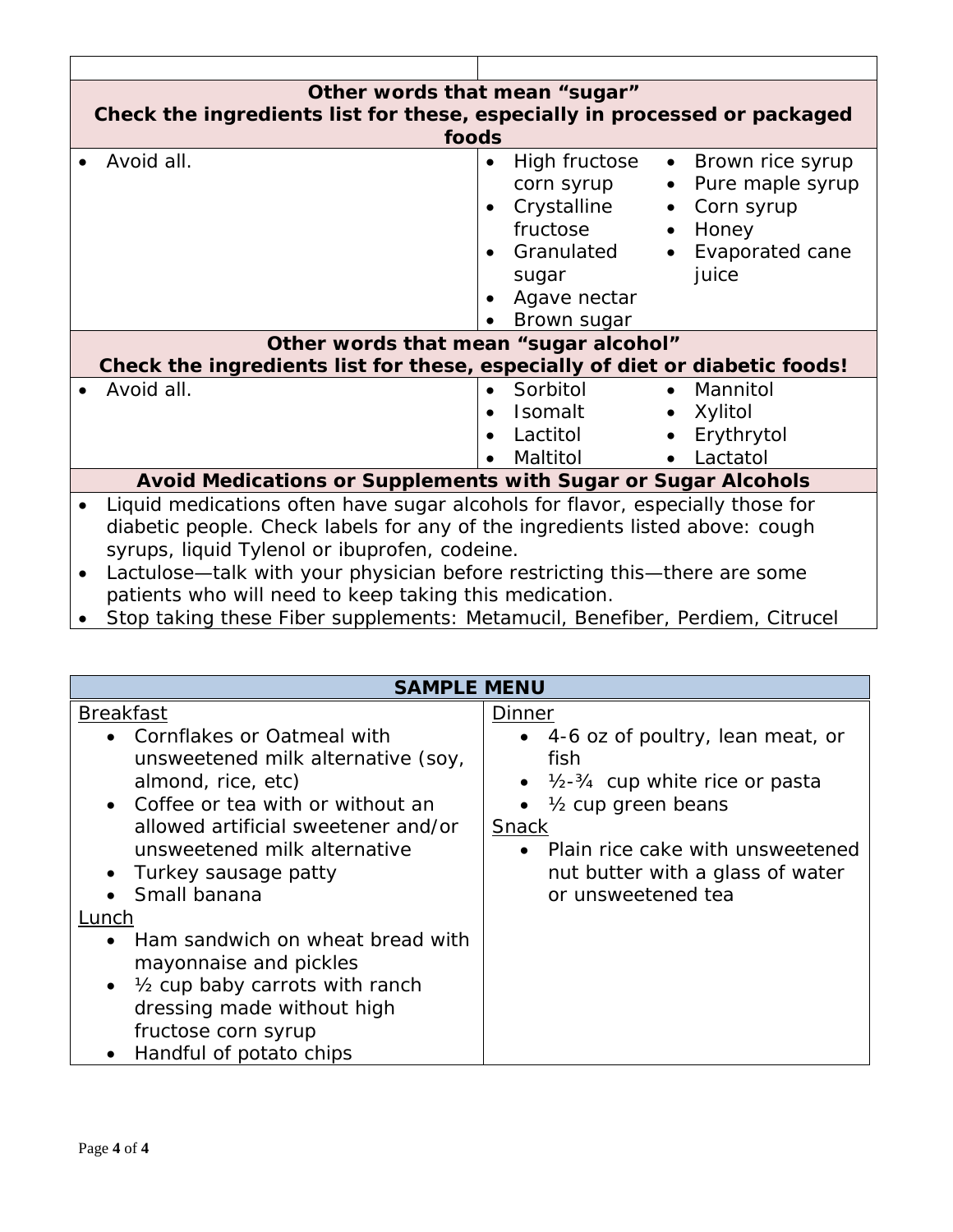| | |
|---|---|
| **Other words that mean "sugar"**<br>**Check the ingredients list for these, especially in processed or packaged foods** | |
| • Avoid all. | • High fructose corn syrup<br>• Crystalline fructose<br>• Granulated sugar<br>• Agave nectar<br>• Brown sugar<br>• Brown rice syrup<br>• Pure maple syrup<br>• Corn syrup<br>• Honey<br>• Evaporated cane juice |
| **Other words that mean "sugar alcohol"**<br>**Check the ingredients list for these, especially of diet or diabetic foods!** | |
| • Avoid all. | • Sorbitol<br>• Isomalt<br>• Lactitol<br>• Maltitol<br>• Mannitol<br>• Xylitol<br>• Erythrytol<br>• Lactatol |
| **Avoid Medications or Supplements with Sugar or Sugar Alcohols** | |
| • Liquid medications often have sugar alcohols for flavor, especially those for diabetic people. Check labels for any of the ingredients listed above: cough syrups, liquid Tylenol or ibuprofen, codeine.<br>• Lactulose—talk with your physician before restricting this—there are some patients who will need to keep taking this medication.<br>• Stop taking these Fiber supplements: Metamucil, Benefiber, Perdiem, Citrucel | |

## SAMPLE MENU

Breakfast

- Cornflakes or Oatmeal with unsweetened milk alternative (soy, almond, rice, etc)
- Coffee or tea with or without an allowed artificial sweetener and/or unsweetened milk alternative
- Turkey sausage patty
- Small banana

Lunch

- Ham sandwich on wheat bread with mayonnaise and pickles
- ½ cup baby carrots with ranch dressing made without high fructose corn syrup
- Handful of potato chips

Dinner

- 4-6 oz of poultry, lean meat, or fish
- ½-¾ cup white rice or pasta
- ½ cup green beans

Snack

- Plain rice cake with unsweetened nut butter with a glass of water or unsweetened tea